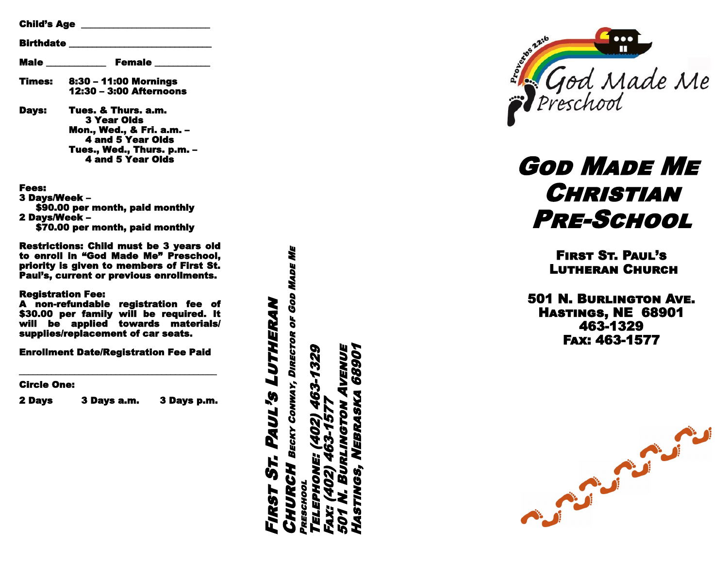Child's Age ____________________________

Birthdate ________________________________

Male _____________ Female ____________

**Times:** 8:30 – 11:00 Mornings
12:30 – 3:00 Afternoons

**Days:** Tues. & Thurs. a.m.
3 Year Olds
Mon., Wed., & Fri. a.m. –
4 and 5 Year Olds
Tues., Wed., Thurs. p.m. –
4 and 5 Year Olds

**Fees:**
3 Days/Week –
$90.00 per month, paid monthly
2 Days/Week –
$70.00 per month, paid monthly

**Restrictions:** Child must be 3 years old to enroll in "God Made Me" Preschool, priority is given to members of First St. Paul's, current or previous enrollments.

**Registration Fee:**
A non-refundable registration fee of $30.00 per family will be required. It will be applied towards materials/ supplies/replacement of car seats.

**Enrollment Date/Registration Fee Paid**

_____________________________________________

**Circle One:**

2 Days      3 Days a.m.      3 Days p.m.

***First St. Paul's Lutheran Church*** *Becky Conway, Director of God Made Me Preschool*
*Telephone: (402) 463-1329*
*Fax: (402) 463-1577*
*501 N. Burlington Avenue*
*Hastings, Nebraska 68901*

Proverbs 22:6

God Made Me Preschool

# God Made Me Christian Pre-School

## First St. Paul's Lutheran Church

**501 N. Burlington Ave.**
**Hastings, NE 68901**
**463-1329**
**Fax: 463-1577**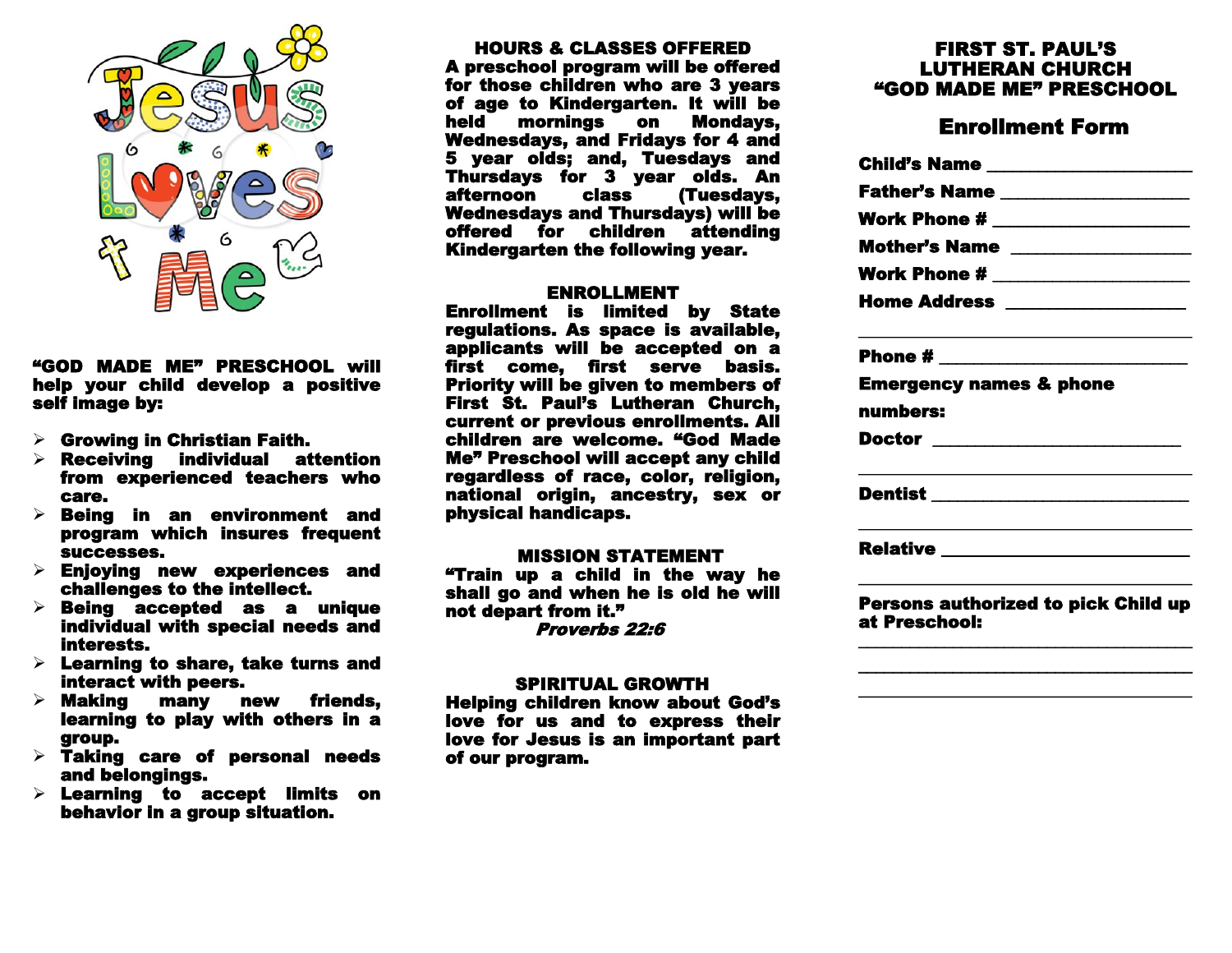Jesus Loves Me

"GOD MADE ME" PRESCHOOL will help your child develop a positive self image by:

- Growing in Christian Faith.
- Receiving individual attention from experienced teachers who care.
- Being in an environment and program which insures frequent successes.
- Enjoying new experiences and challenges to the intellect.
- Being accepted as a unique individual with special needs and interests.
- Learning to share, take turns and interact with peers.
- Making many new friends, learning to play with others in a group.
- Taking care of personal needs and belongings.
- Learning to accept limits on behavior in a group situation.

## HOURS & CLASSES OFFERED

A preschool program will be offered for those children who are 3 years of age to Kindergarten. It will be held mornings on Mondays, Wednesdays, and Fridays for 4 and 5 year olds; and, Tuesdays and Thursdays for 3 year olds. An afternoon class (Tuesdays, Wednesdays and Thursdays) will be offered for children attending Kindergarten the following year.

## ENROLLMENT

Enrollment is limited by State regulations. As space is available, applicants will be accepted on a first come, first serve basis. Priority will be given to members of First St. Paul's Lutheran Church, current or previous enrollments. All children are welcome. "God Made Me" Preschool will accept any child regardless of race, color, religion, national origin, ancestry, sex or physical handicaps.

## MISSION STATEMENT

"Train up a child in the way he shall go and when he is old he will not depart from it."

*Proverbs 22:6*

## SPIRITUAL GROWTH

Helping children know about God's love for us and to express their love for Jesus is an important part of our program.

# FIRST ST. PAUL'S LUTHERAN CHURCH "GOD MADE ME" PRESCHOOL

## Enrollment Form

Child's Name ______________________

Father's Name ______________________

Work Phone # ______________________

Mother's Name ______________________

Work Phone # ______________________

Home Address ______________________

______________________________________

Phone # ______________________

Emergency names & phone numbers:

Doctor ______________________

______________________________________

Dentist ______________________

______________________________________

Relative ______________________

______________________________________

Persons authorized to pick Child up at Preschool:

______________________________________

______________________________________

______________________________________